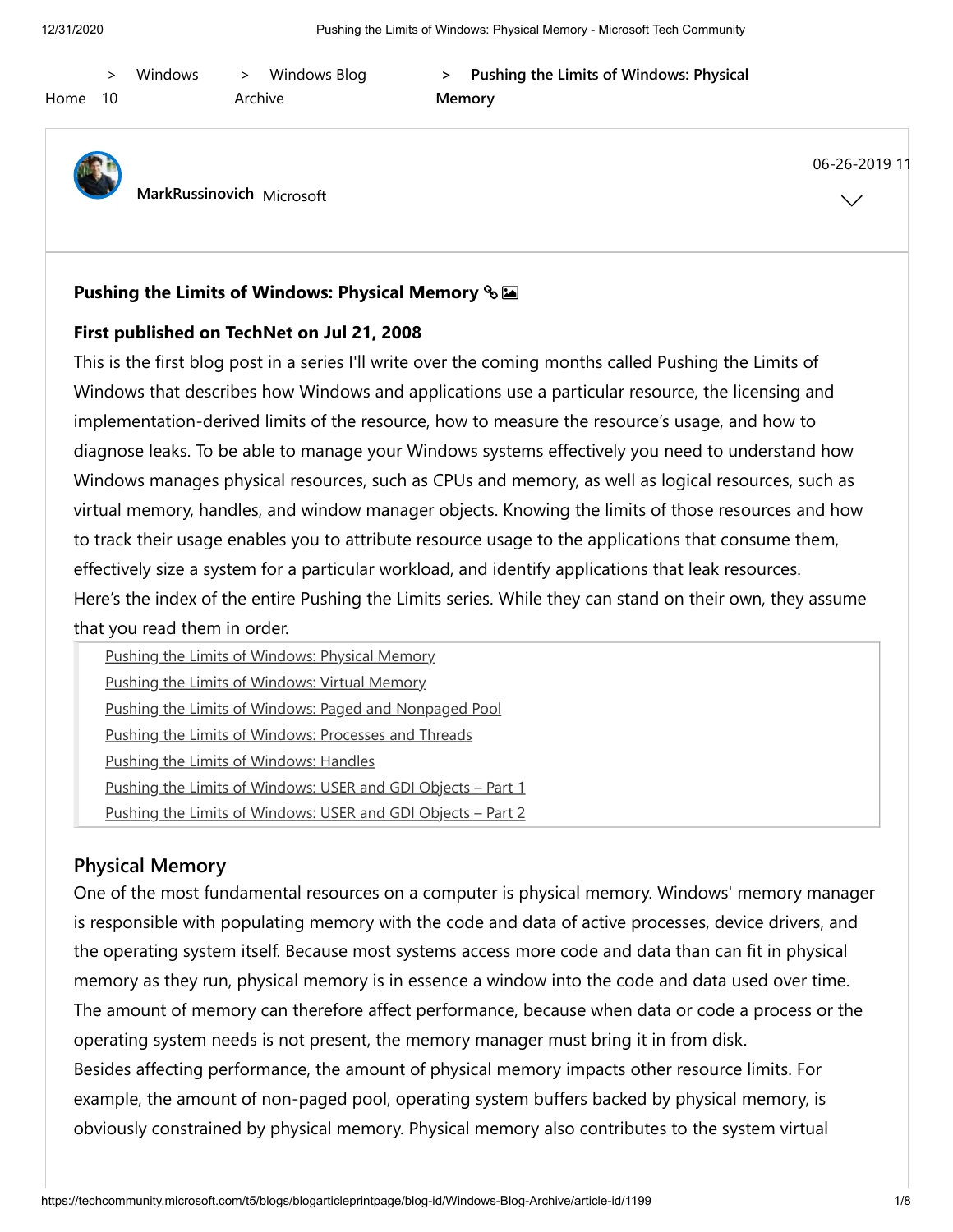Home > Windows 10 > Windows Blog Archive > **Pushing the Limits of Windows: Physical Memory**

**MarkRussinovich** Microsoft

06-26-2019 11

**Pushing the Limits of Windows: Physical Memory**

**First published on TechNet on Jul 21, 2008**

This is the first blog post in a series I'll write over the coming months called Pushing the Limits of Windows that describes how Windows and applications use a particular resource, the licensing and implementation-derived limits of the resource, how to measure the resource's usage, and how to diagnose leaks. To be able to manage your Windows systems effectively you need to understand how Windows manages physical resources, such as CPUs and memory, as well as logical resources, such as virtual memory, handles, and window manager objects. Knowing the limits of those resources and how to track their usage enables you to attribute resource usage to the applications that consume them, effectively size a system for a particular workload, and identify applications that leak resources.

Here's the index of the entire Pushing the Limits series. While they can stand on their own, they assume that you read them in order.

- Pushing the Limits of Windows: Physical Memory
- Pushing the Limits of Windows: Virtual Memory
- Pushing the Limits of Windows: Paged and Nonpaged Pool
- Pushing the Limits of Windows: Processes and Threads
- Pushing the Limits of Windows: Handles
- Pushing the Limits of Windows: USER and GDI Objects – Part 1
- Pushing the Limits of Windows: USER and GDI Objects – Part 2

## Physical Memory

One of the most fundamental resources on a computer is physical memory. Windows' memory manager is responsible with populating memory with the code and data of active processes, device drivers, and the operating system itself. Because most systems access more code and data than can fit in physical memory as they run, physical memory is in essence a window into the code and data used over time. The amount of memory can therefore affect performance, because when data or code a process or the operating system needs is not present, the memory manager must bring it in from disk.

Besides affecting performance, the amount of physical memory impacts other resource limits. For example, the amount of non-paged pool, operating system buffers backed by physical memory, is obviously constrained by physical memory. Physical memory also contributes to the system virtual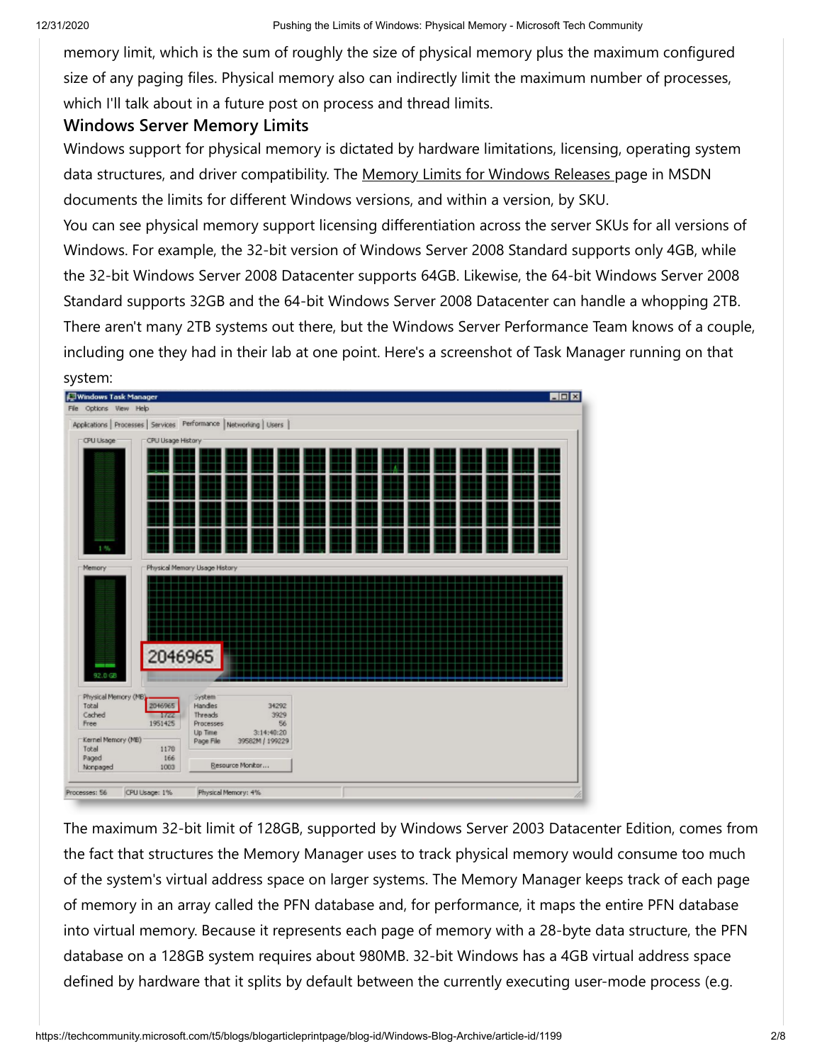memory limit, which is the sum of roughly the size of physical memory plus the maximum configured size of any paging files. Physical memory also can indirectly limit the maximum number of processes, which I'll talk about in a future post on process and thread limits.

### Windows Server Memory Limits

Windows support for physical memory is dictated by hardware limitations, licensing, operating system data structures, and driver compatibility. The Memory Limits for Windows Releases page in MSDN documents the limits for different Windows versions, and within a version, by SKU.

You can see physical memory support licensing differentiation across the server SKUs for all versions of Windows. For example, the 32-bit version of Windows Server 2008 Standard supports only 4GB, while the 32-bit Windows Server 2008 Datacenter supports 64GB. Likewise, the 64-bit Windows Server 2008 Standard supports 32GB and the 64-bit Windows Server 2008 Datacenter can handle a whopping 2TB. There aren't many 2TB systems out there, but the Windows Server Performance Team knows of a couple, including one they had in their lab at one point. Here's a screenshot of Task Manager running on that system:

The maximum 32-bit limit of 128GB, supported by Windows Server 2003 Datacenter Edition, comes from the fact that structures the Memory Manager uses to track physical memory would consume too much of the system's virtual address space on larger systems. The Memory Manager keeps track of each page of memory in an array called the PFN database and, for performance, it maps the entire PFN database into virtual memory. Because it represents each page of memory with a 28-byte data structure, the PFN database on a 128GB system requires about 980MB. 32-bit Windows has a 4GB virtual address space defined by hardware that it splits by default between the currently executing user-mode process (e.g.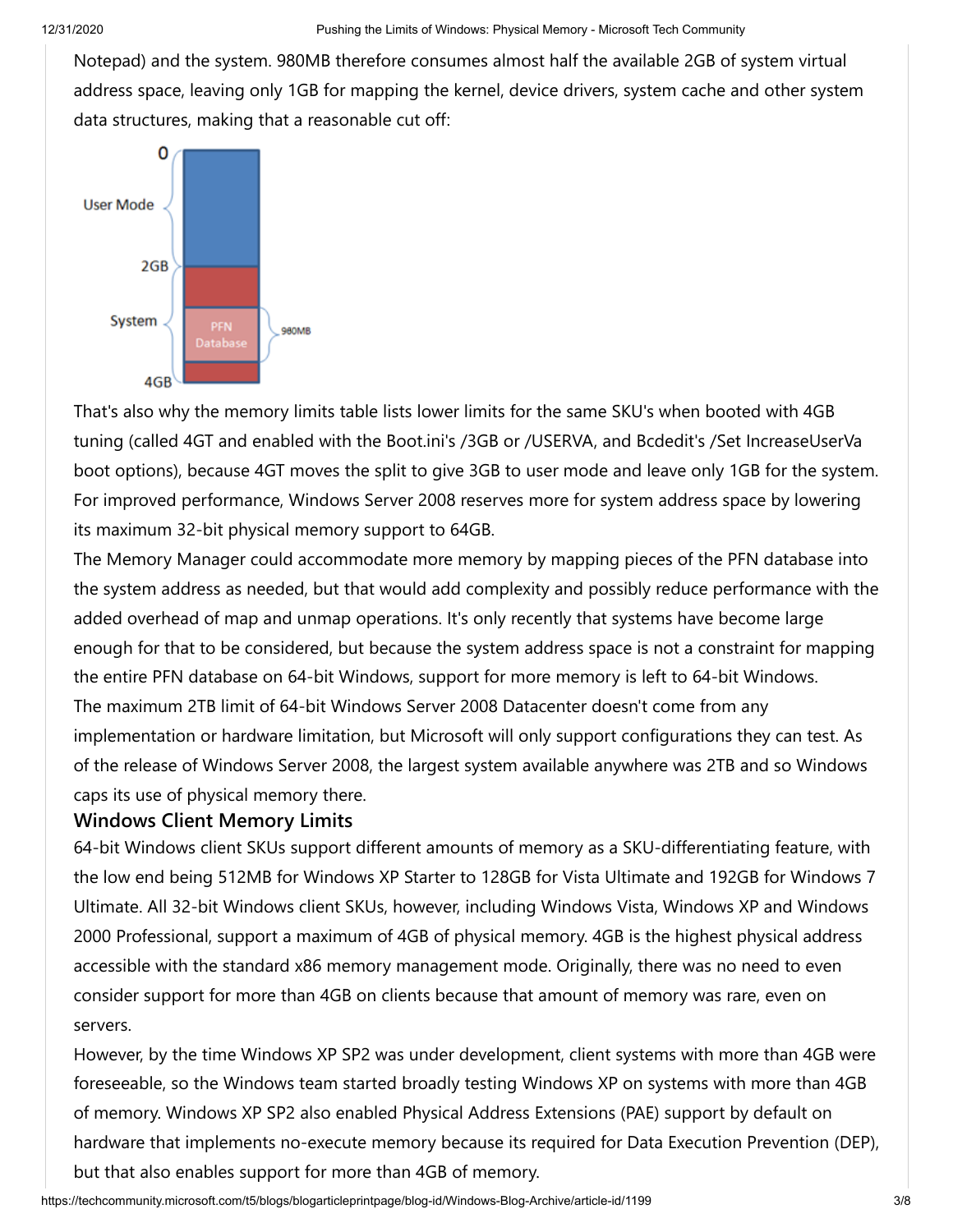Notepad) and the system. 980MB therefore consumes almost half the available 2GB of system virtual address space, leaving only 1GB for mapping the kernel, device drivers, system cache and other system data structures, making that a reasonable cut off:

That's also why the memory limits table lists lower limits for the same SKU's when booted with 4GB tuning (called 4GT and enabled with the Boot.ini's /3GB or /USERVA, and Bcdedit's /Set IncreaseUserVa boot options), because 4GT moves the split to give 3GB to user mode and leave only 1GB for the system. For improved performance, Windows Server 2008 reserves more for system address space by lowering its maximum 32-bit physical memory support to 64GB.

The Memory Manager could accommodate more memory by mapping pieces of the PFN database into the system address as needed, but that would add complexity and possibly reduce performance with the added overhead of map and unmap operations. It's only recently that systems have become large enough for that to be considered, but because the system address space is not a constraint for mapping the entire PFN database on 64-bit Windows, support for more memory is left to 64-bit Windows.

The maximum 2TB limit of 64-bit Windows Server 2008 Datacenter doesn't come from any implementation or hardware limitation, but Microsoft will only support configurations they can test. As of the release of Windows Server 2008, the largest system available anywhere was 2TB and so Windows caps its use of physical memory there.

## Windows Client Memory Limits

64-bit Windows client SKUs support different amounts of memory as a SKU-differentiating feature, with the low end being 512MB for Windows XP Starter to 128GB for Vista Ultimate and 192GB for Windows 7 Ultimate. All 32-bit Windows client SKUs, however, including Windows Vista, Windows XP and Windows 2000 Professional, support a maximum of 4GB of physical memory. 4GB is the highest physical address accessible with the standard x86 memory management mode. Originally, there was no need to even consider support for more than 4GB on clients because that amount of memory was rare, even on servers.

However, by the time Windows XP SP2 was under development, client systems with more than 4GB were foreseeable, so the Windows team started broadly testing Windows XP on systems with more than 4GB of memory. Windows XP SP2 also enabled Physical Address Extensions (PAE) support by default on hardware that implements no-execute memory because its required for Data Execution Prevention (DEP), but that also enables support for more than 4GB of memory.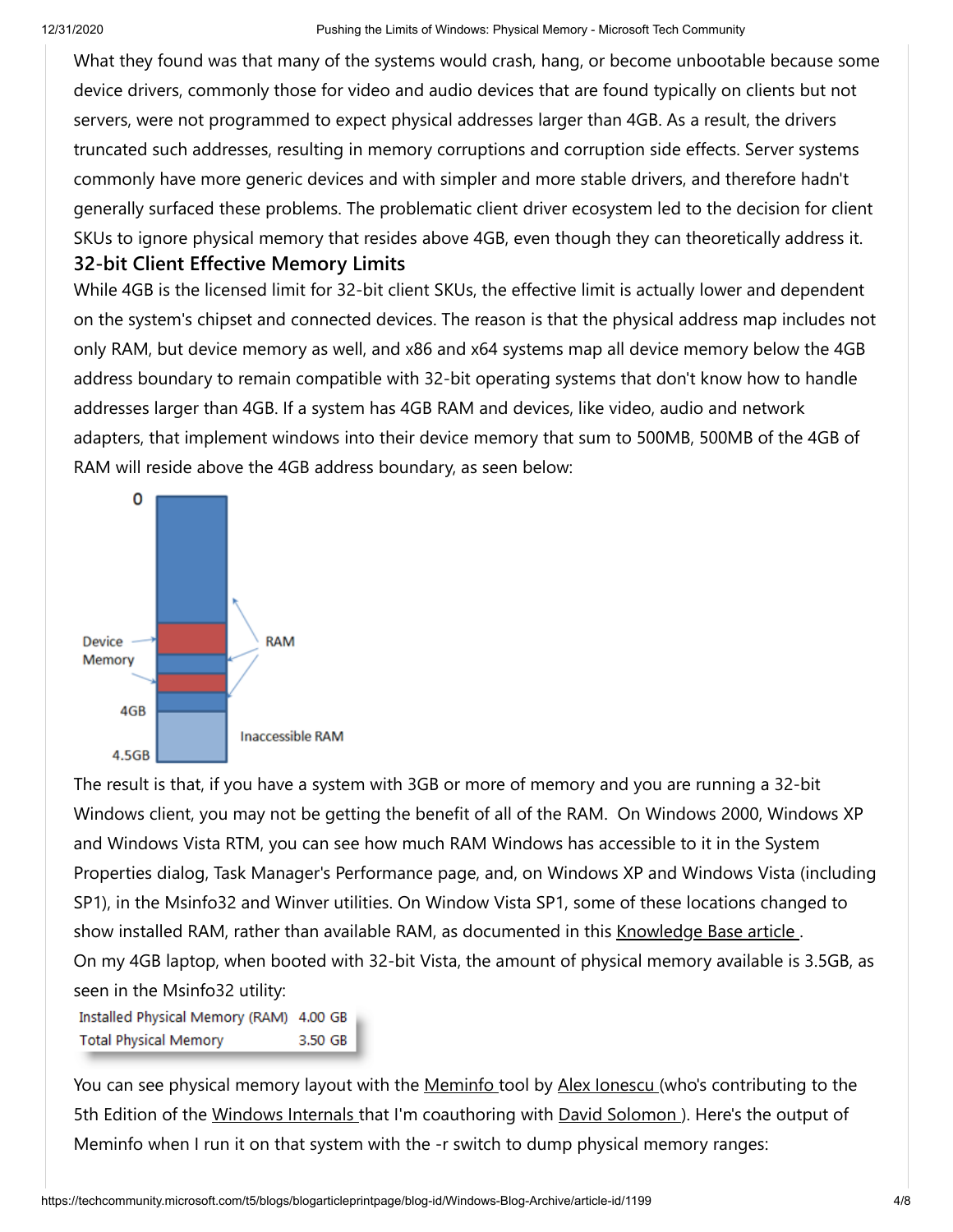What they found was that many of the systems would crash, hang, or become unbootable because some device drivers, commonly those for video and audio devices that are found typically on clients but not servers, were not programmed to expect physical addresses larger than 4GB. As a result, the drivers truncated such addresses, resulting in memory corruptions and corruption side effects. Server systems commonly have more generic devices and with simpler and more stable drivers, and therefore hadn't generally surfaced these problems. The problematic client driver ecosystem led to the decision for client SKUs to ignore physical memory that resides above 4GB, even though they can theoretically address it.

### 32-bit Client Effective Memory Limits

While 4GB is the licensed limit for 32-bit client SKUs, the effective limit is actually lower and dependent on the system's chipset and connected devices. The reason is that the physical address map includes not only RAM, but device memory as well, and x86 and x64 systems map all device memory below the 4GB address boundary to remain compatible with 32-bit operating systems that don't know how to handle addresses larger than 4GB. If a system has 4GB RAM and devices, like video, audio and network adapters, that implement windows into their device memory that sum to 500MB, 500MB of the 4GB of RAM will reside above the 4GB address boundary, as seen below:

The result is that, if you have a system with 3GB or more of memory and you are running a 32-bit Windows client, you may not be getting the benefit of all of the RAM. On Windows 2000, Windows XP and Windows Vista RTM, you can see how much RAM Windows has accessible to it in the System Properties dialog, Task Manager's Performance page, and, on Windows XP and Windows Vista (including SP1), in the Msinfo32 and Winver utilities. On Window Vista SP1, some of these locations changed to show installed RAM, rather than available RAM, as documented in this Knowledge Base article.

On my 4GB laptop, when booted with 32-bit Vista, the amount of physical memory available is 3.5GB, as seen in the Msinfo32 utility:

| Installed Physical Memory (RAM) | 4.00 GB |
| --- | --- |
| Total Physical Memory | 3.50 GB |

You can see physical memory layout with the Meminfo tool by Alex Ionescu (who's contributing to the 5th Edition of the Windows Internals that I'm coauthoring with David Solomon). Here's the output of Meminfo when I run it on that system with the -r switch to dump physical memory ranges: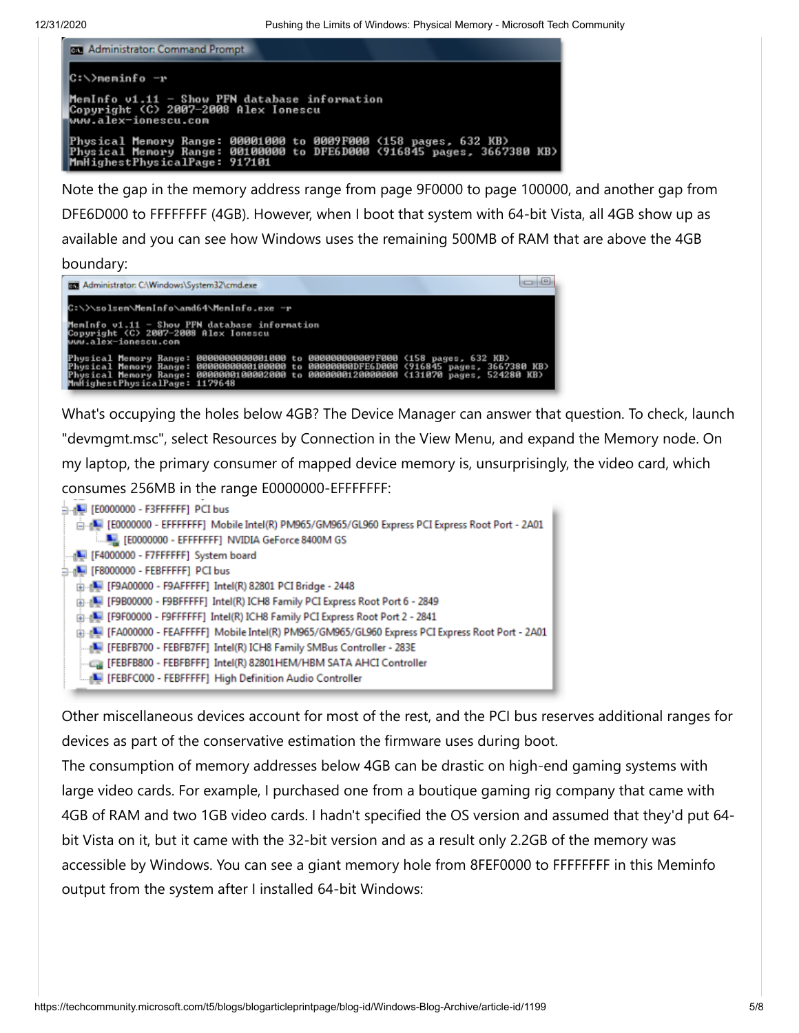```
Administrator: Command Prompt

C:\>meminfo -r

MemInfo v1.11 - Show PFN database information
Copyright (C) 2007-2008 Alex Ionescu
www.alex-ionescu.com

Physical Memory Range: 00001000 to 0009F000 (158 pages, 632 KB)
Physical Memory Range: 00100000 to DFE6D000 (916845 pages, 3667380 KB)
MmHighestPhysicalPage: 917101
```

Note the gap in the memory address range from page 9F0000 to page 100000, and another gap from DFE6D000 to FFFFFFFF (4GB). However, when I boot that system with 64-bit Vista, all 4GB show up as available and you can see how Windows uses the remaining 500MB of RAM that are above the 4GB boundary:

```
Administrator: C:\Windows\System32\cmd.exe

C:\>\solsem\MemInfo\amd64\MemInfo.exe -r

MemInfo v1.11 - Show PFN database information
Copyright (C) 2007-2008 Alex Ionescu
www.alex-ionescu.com

Physical Memory Range: 0000000000001000 to 000000000009F000 (158 pages, 632 KB)
Physical Memory Range: 0000000000100000 to 00000000DFE6D000 (916845 pages, 3667380 KB)
Physical Memory Range: 0000000100002000 to 0000000120000000 (131070 pages, 524280 KB)
MmHighestPhysicalPage: 1179648
```

What's occupying the holes below 4GB? The Device Manager can answer that question. To check, launch "devmgmt.msc", select Resources by Connection in the View Menu, and expand the Memory node. On my laptop, the primary consumer of mapped device memory is, unsurprisingly, the video card, which consumes 256MB in the range E0000000-EFFFFFFF:

```
[E0000000 - F3FFFFFF] PCI bus
    [E0000000 - EFFFFFFF] Mobile Intel(R) PM965/GM965/GL960 Express PCI Express Root Port - 2A01
        [E0000000 - EFFFFFFF] NVIDIA GeForce 8400M GS
[F4000000 - F7FFFFFF] System board
[F8000000 - FEBFFFFF] PCI bus
    [F9A00000 - F9AFFFFF] Intel(R) 82801 PCI Bridge - 2448
    [F9B00000 - F9BFFFFF] Intel(R) ICH8 Family PCI Express Root Port 6 - 2849
    [F9F00000 - F9FFFFFF] Intel(R) ICH8 Family PCI Express Root Port 2 - 2841
    [FA000000 - FEAFFFFF] Mobile Intel(R) PM965/GM965/GL960 Express PCI Express Root Port - 2A01
    [FEBFB700 - FEBFB7FF] Intel(R) ICH8 Family SMBus Controller - 283E
    [FEBFB800 - FEBFBFFF] Intel(R) 82801HEM/HBM SATA AHCI Controller
    [FEBFC000 - FEBFFFFF] High Definition Audio Controller
```

Other miscellaneous devices account for most of the rest, and the PCI bus reserves additional ranges for devices as part of the conservative estimation the firmware uses during boot.

The consumption of memory addresses below 4GB can be drastic on high-end gaming systems with large video cards. For example, I purchased one from a boutique gaming rig company that came with 4GB of RAM and two 1GB video cards. I hadn't specified the OS version and assumed that they'd put 64-bit Vista on it, but it came with the 32-bit version and as a result only 2.2GB of the memory was accessible by Windows. You can see a giant memory hole from 8FEF0000 to FFFFFFFF in this Meminfo output from the system after I installed 64-bit Windows: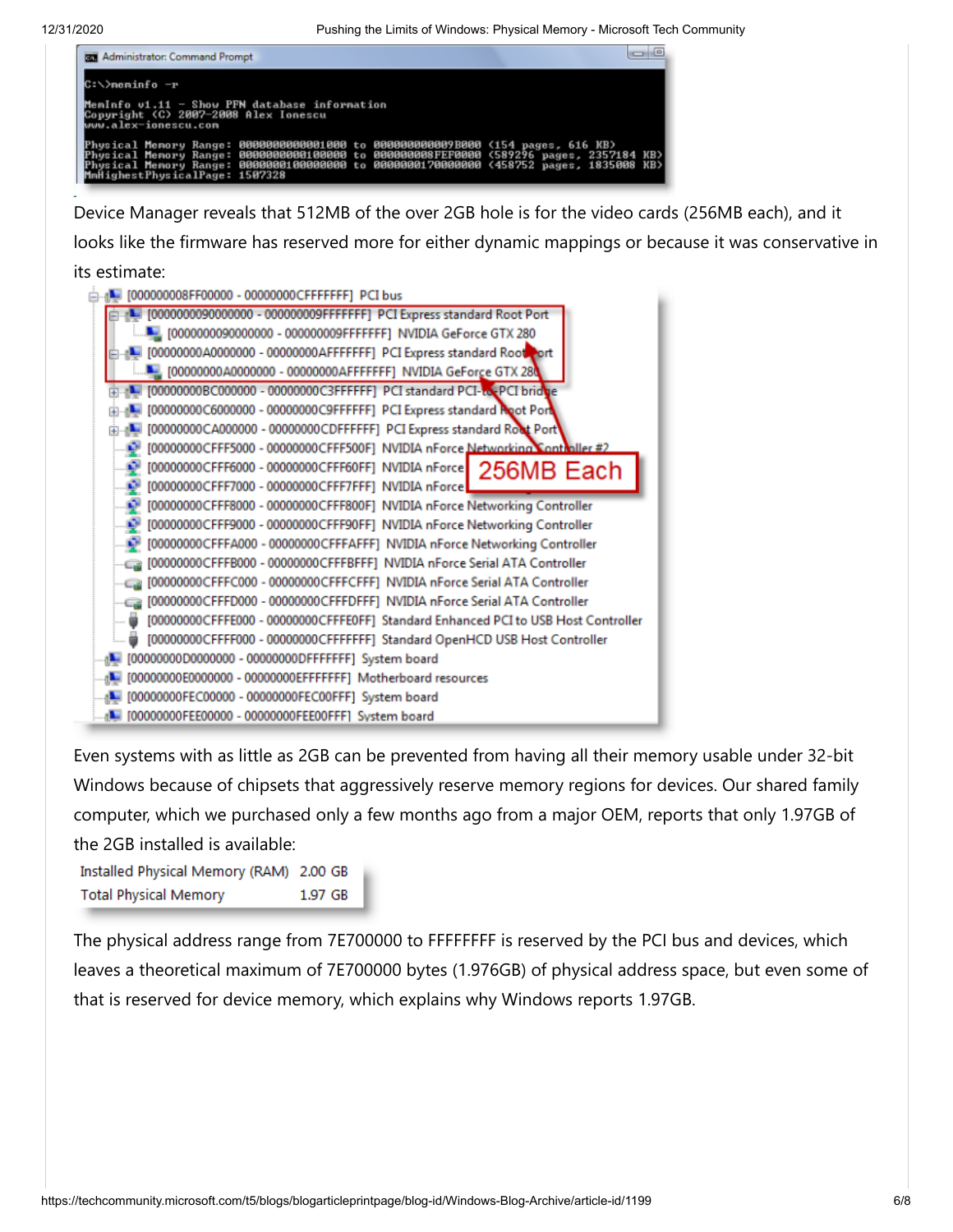```
Administrator: Command Prompt

C:\>meminfo -r

MemInfo v1.11 - Show PFN database information
Copyright (C) 2007-2008 Alex Ionescu
www.alex-ionescu.com

Physical Memory Range: 0000000000001000 to 000000000009B000 (154 pages, 616 KB)
Physical Memory Range: 0000000000100000 to 000000008FEF0000 (589296 pages, 2357184 KB)
Physical Memory Range: 0000000100000000 to 0000000170000000 (458752 pages, 1835008 KB)
MmHighestPhysicalPage: 1507328
```

Device Manager reveals that 512MB of the over 2GB hole is for the video cards (256MB each), and it looks like the firmware has reserved more for either dynamic mappings or because it was conservative in its estimate:

```
[000000008FF00000 - 00000000CFFFFFFF] PCI bus
  [0000000090000000 - 000000009FFFFFFF] PCI Express standard Root Port
    [0000000090000000 - 000000009FFFFFFF] NVIDIA GeForce GTX 280
  [00000000A0000000 - 00000000AFFFFFFF] PCI Express standard Root Port
    [00000000A0000000 - 00000000AFFFFFFF] NVIDIA GeForce GTX 280
  [00000000BC000000 - 00000000C3FFFFFF] PCI standard PCI-to-PCI bridge
  [00000000C6000000 - 00000000C9FFFFFF] PCI Express standard Root Port
  [00000000CA000000 - 00000000CDFFFFFF] PCI Express standard Root Port
  [00000000CFFF5000 - 00000000CFFF500F] NVIDIA nForce Networking Controller #2
  [00000000CFFF6000 - 00000000CFFF60FF] NVIDIA nForce
  [00000000CFFF7000 - 00000000CFFF7FFF] NVIDIA nForce
  [00000000CFFF8000 - 00000000CFFF800F] NVIDIA nForce Networking Controller
  [00000000CFFF9000 - 00000000CFFF90FF] NVIDIA nForce Networking Controller
  [00000000CFFFA000 - 00000000CFFFAFFF] NVIDIA nForce Networking Controller
  [00000000CFFFB000 - 00000000CFFFBFFF] NVIDIA nForce Serial ATA Controller
  [00000000CFFFC000 - 00000000CFFFCFFF] NVIDIA nForce Serial ATA Controller
  [00000000CFFFD000 - 00000000CFFFDFFF] NVIDIA nForce Serial ATA Controller
  [00000000CFFFE000 - 00000000CFFFE0FF] Standard Enhanced PCI to USB Host Controller
  [00000000CFFFF000 - 00000000CFFFFFFF] Standard OpenHCD USB Host Controller
[00000000D0000000 - 00000000DFFFFFFF] System board
[00000000E0000000 - 00000000EFFFFFFF] Motherboard resources
[00000000FEC00000 - 00000000FEC00FFF] System board
[00000000FEE00000 - 00000000FEE00FFF] System board
```

256MB Each

Even systems with as little as 2GB can be prevented from having all their memory usable under 32-bit Windows because of chipsets that aggressively reserve memory regions for devices. Our shared family computer, which we purchased only a few months ago from a major OEM, reports that only 1.97GB of the 2GB installed is available:

| | |
|---|---|
| Installed Physical Memory (RAM) | 2.00 GB |
| Total Physical Memory | 1.97 GB |

The physical address range from 7E700000 to FFFFFFFF is reserved by the PCI bus and devices, which leaves a theoretical maximum of 7E700000 bytes (1.976GB) of physical address space, but even some of that is reserved for device memory, which explains why Windows reports 1.97GB.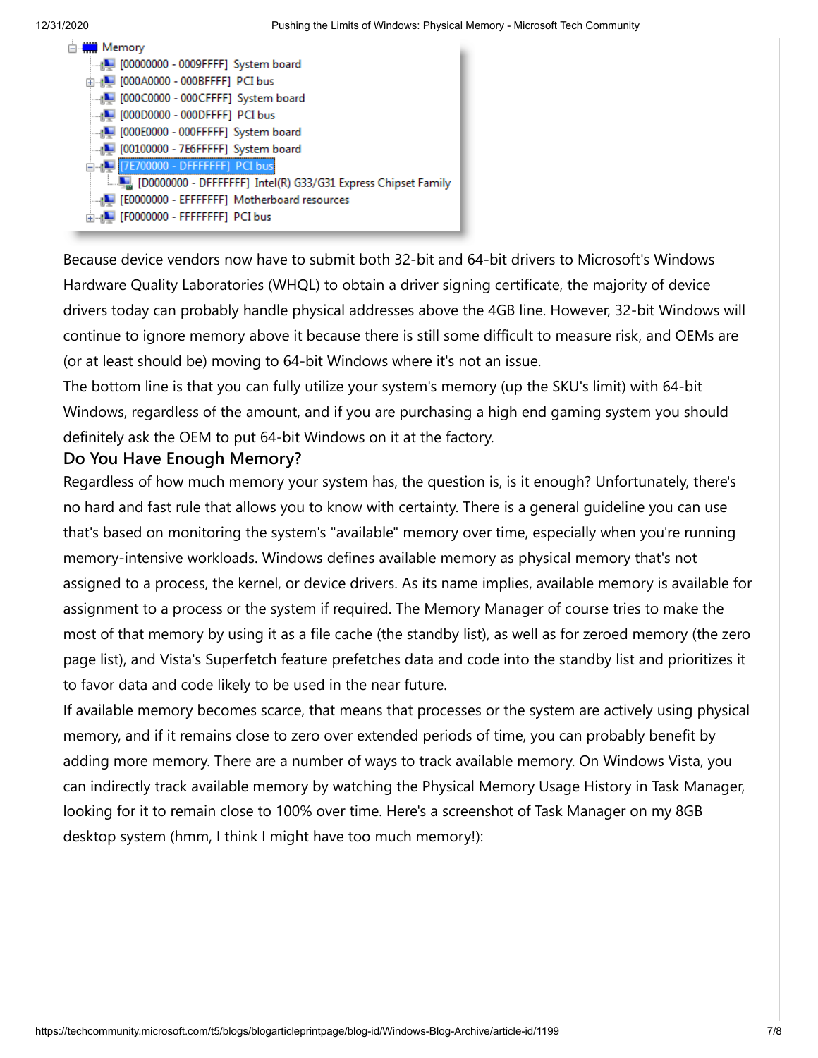```
Memory
  [00000000 - 0009FFFF] System board
  [000A0000 - 000BFFFF] PCI bus
  [000C0000 - 000CFFFF] System board
  [000D0000 - 000DFFFF] PCI bus
  [000E0000 - 000FFFFF] System board
  [00100000 - 7E6FFFFF] System board
  [7E700000 - DFFFFFFF] PCI bus
    [D0000000 - DFFFFFFF] Intel(R) G33/G31 Express Chipset Family
  [E0000000 - EFFFFFFF] Motherboard resources
  [F0000000 - FFFFFFFF] PCI bus
```

Because device vendors now have to submit both 32-bit and 64-bit drivers to Microsoft's Windows Hardware Quality Laboratories (WHQL) to obtain a driver signing certificate, the majority of device drivers today can probably handle physical addresses above the 4GB line. However, 32-bit Windows will continue to ignore memory above it because there is still some difficult to measure risk, and OEMs are (or at least should be) moving to 64-bit Windows where it's not an issue.

The bottom line is that you can fully utilize your system's memory (up the SKU's limit) with 64-bit Windows, regardless of the amount, and if you are purchasing a high end gaming system you should definitely ask the OEM to put 64-bit Windows on it at the factory.

## Do You Have Enough Memory?

Regardless of how much memory your system has, the question is, is it enough? Unfortunately, there's no hard and fast rule that allows you to know with certainty. There is a general guideline you can use that's based on monitoring the system's "available" memory over time, especially when you're running memory-intensive workloads. Windows defines available memory as physical memory that's not assigned to a process, the kernel, or device drivers. As its name implies, available memory is available for assignment to a process or the system if required. The Memory Manager of course tries to make the most of that memory by using it as a file cache (the standby list), as well as for zeroed memory (the zero page list), and Vista's Superfetch feature prefetches data and code into the standby list and prioritizes it to favor data and code likely to be used in the near future.

If available memory becomes scarce, that means that processes or the system are actively using physical memory, and if it remains close to zero over extended periods of time, you can probably benefit by adding more memory. There are a number of ways to track available memory. On Windows Vista, you can indirectly track available memory by watching the Physical Memory Usage History in Task Manager, looking for it to remain close to 100% over time. Here's a screenshot of Task Manager on my 8GB desktop system (hmm, I think I might have too much memory!):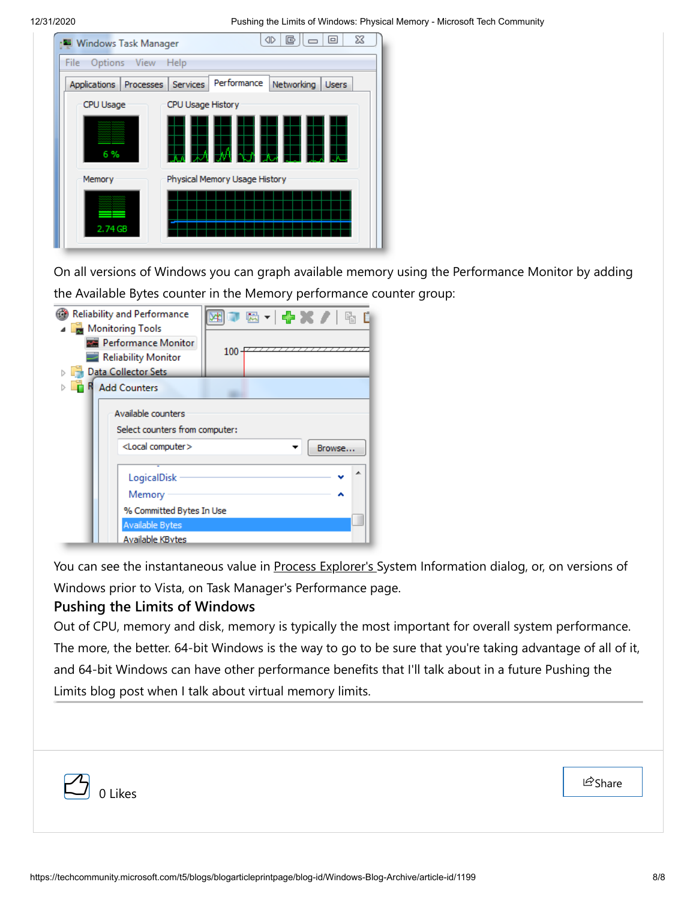On all versions of Windows you can graph available memory using the Performance Monitor by adding the Available Bytes counter in the Memory performance counter group:

You can see the instantaneous value in Process Explorer's System Information dialog, or, on versions of Windows prior to Vista, on Task Manager's Performance page.

### Pushing the Limits of Windows

Out of CPU, memory and disk, memory is typically the most important for overall system performance. The more, the better. 64-bit Windows is the way to go to be sure that you're taking advantage of all of it, and 64-bit Windows can have other performance benefits that I'll talk about in a future Pushing the Limits blog post when I talk about virtual memory limits.

0 Likes

Share